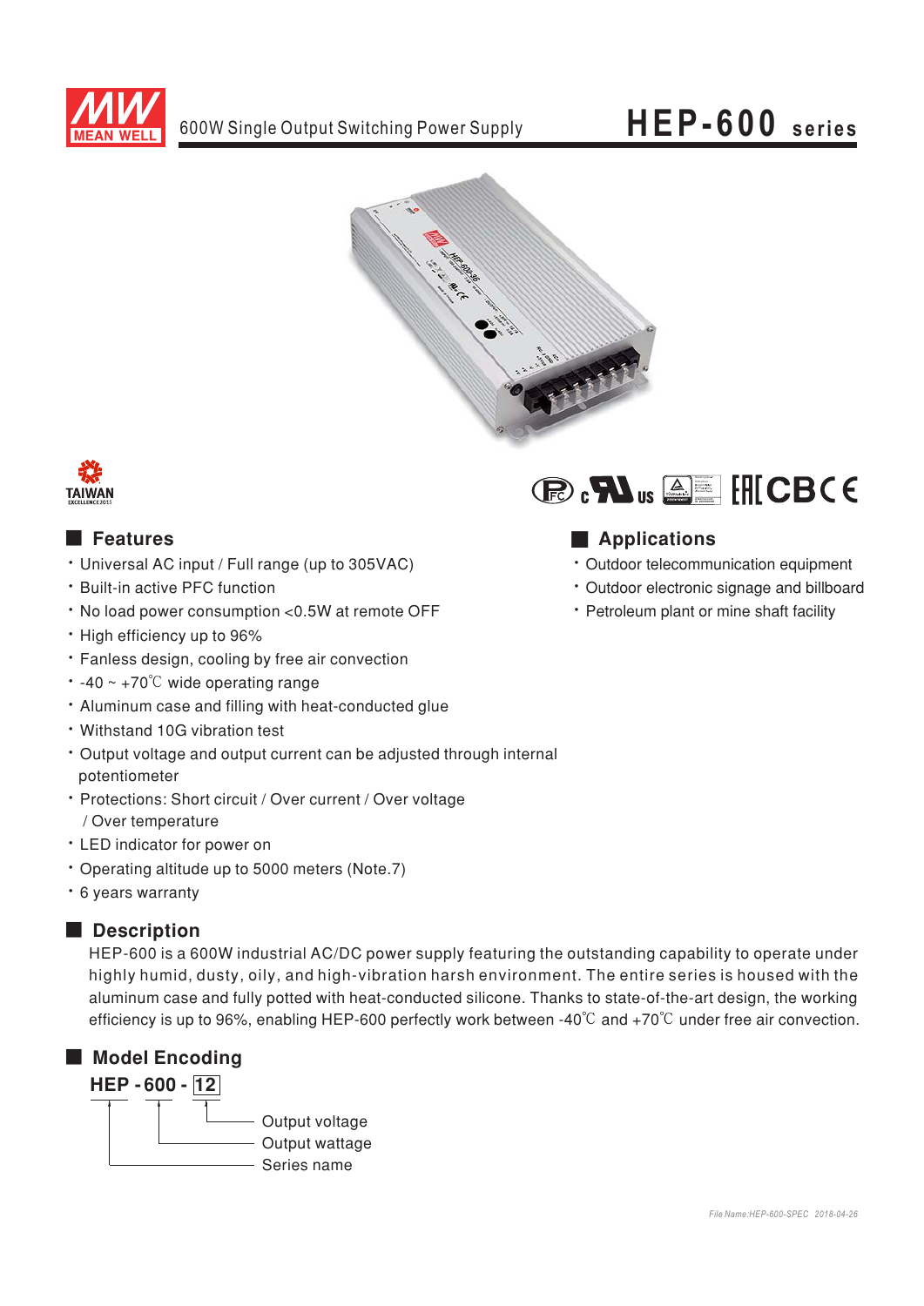# HEP-600 series

600W Single Output Switching Power Supply

## Features

- Universal AC input / Full range (up to 305VAC)
- Built-in active PFC function
- No load power consumption <0.5W at remote OFF
- High efficiency up to 96%
- Fanless design, cooling by free air convection
- -40 ~ +70℃ wide operating range
- Aluminum case and filling with heat-conducted glue
- Withstand 10G vibration test
- Output voltage and output current can be adjusted through internal potentiometer
- Protections: Short circuit / Over current / Over voltage / Over temperature
- LED indicator for power on
- Operating altitude up to 5000 meters (Note.7)
- 6 years warranty

## Applications

- Outdoor telecommunication equipment
- Outdoor electronic signage and billboard
- Petroleum plant or mine shaft facility

## Description

HEP-600 is a 600W industrial AC/DC power supply featuring the outstanding capability to operate under highly humid, dusty, oily, and high-vibration harsh environment. The entire series is housed with the aluminum case and fully potted with heat-conducted silicone. Thanks to state-of-the-art design, the working efficiency is up to 96%, enabling HEP-600 perfectly work between -40℃ and +70℃ under free air convection.

## Model Encoding

**HEP - 600 - 12**

- 12: Output voltage
- 600: Output wattage
- HEP: Series name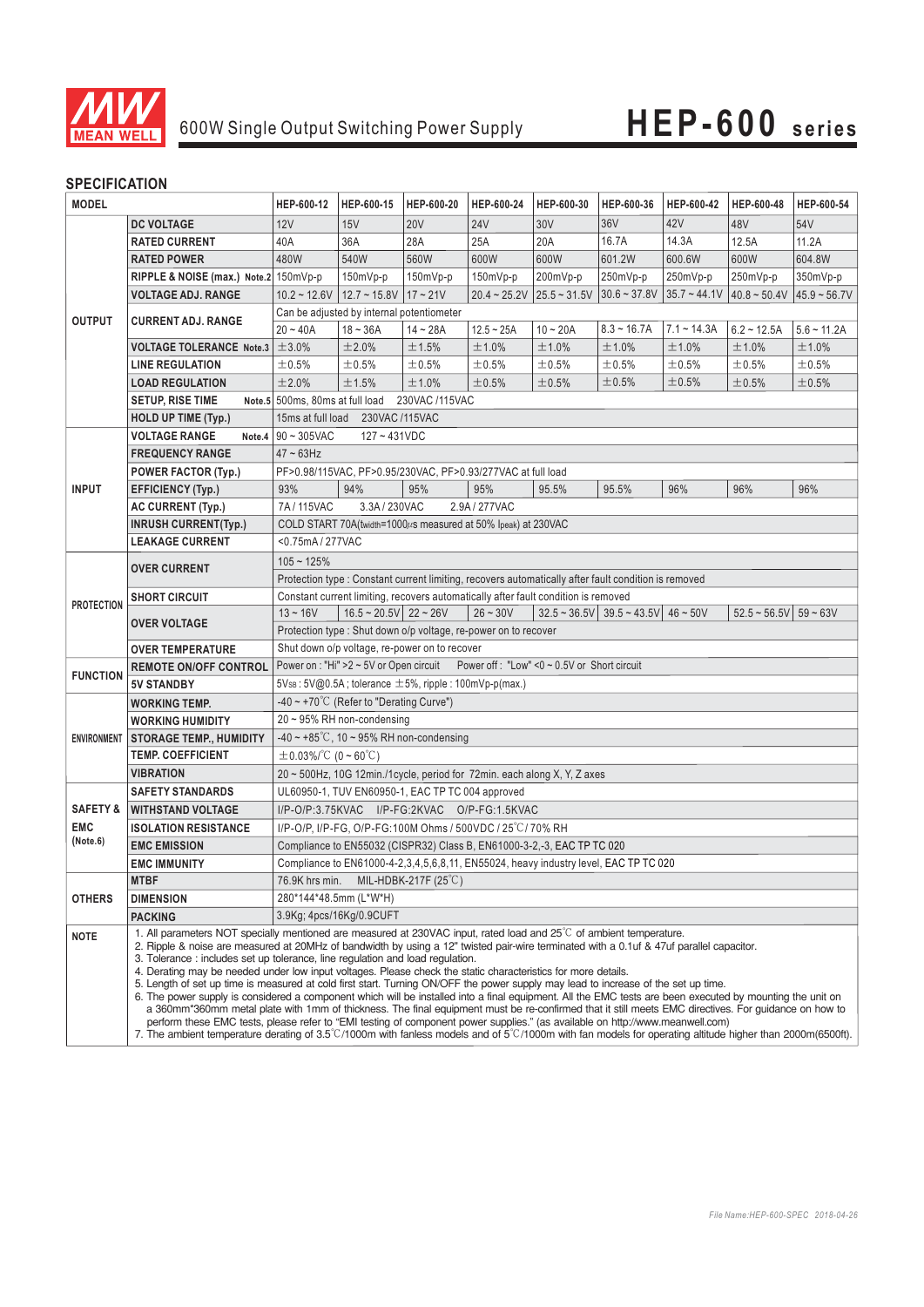# HEP-600 series

600W Single Output Switching Power Supply

## SPECIFICATION

| MODEL | | HEP-600-12 | HEP-600-15 | HEP-600-20 | HEP-600-24 | HEP-600-30 | HEP-600-36 | HEP-600-42 | HEP-600-48 | HEP-600-54 |
|---|---|---|---|---|---|---|---|---|---|---|
| OUTPUT | DC VOLTAGE | 12V | 15V | 20V | 24V | 30V | 36V | 42V | 48V | 54V |
| | RATED CURRENT | 40A | 36A | 28A | 25A | 20A | 16.7A | 14.3A | 12.5A | 11.2A |
| | RATED POWER | 480W | 540W | 560W | 600W | 600W | 601.2W | 600.6W | 600W | 604.8W |
| | RIPPLE & NOISE (max.) Note.2 | 150mVp-p | 150mVp-p | 150mVp-p | 150mVp-p | 200mVp-p | 250mVp-p | 250mVp-p | 250mVp-p | 350mVp-p |
| | VOLTAGE ADJ. RANGE | 10.2 ~ 12.6V | 12.7 ~ 15.8V | 17 ~ 21V | 20.4 ~ 25.2V | 25.5 ~ 31.5V | 30.6 ~ 37.8V | 35.7 ~ 44.1V | 40.8 ~ 50.4V | 45.9 ~ 56.7V |
| | CURRENT ADJ. RANGE | Can be adjusted by internal potentiometer | | | | | | | | |
| | | 20 ~ 40A | 18 ~ 36A | 14 ~ 28A | 12.5 ~ 25A | 10 ~ 20A | 8.3 ~ 16.7A | 7.1 ~ 14.3A | 6.2 ~ 12.5A | 5.6 ~ 11.2A |
| | VOLTAGE TOLERANCE Note.3 | ±3.0% | ±2.0% | ±1.5% | ±1.0% | ±1.0% | ±1.0% | ±1.0% | ±1.0% | ±1.0% |
| | LINE REGULATION | ±0.5% | ±0.5% | ±0.5% | ±0.5% | ±0.5% | ±0.5% | ±0.5% | ±0.5% | ±0.5% |
| | LOAD REGULATION | ±2.0% | ±1.5% | ±1.0% | ±0.5% | ±0.5% | ±0.5% | ±0.5% | ±0.5% | ±0.5% |
| | SETUP, RISE TIME Note.5 | 500ms, 80ms at full load 230VAC /115VAC | | | | | | | | |
| | HOLD UP TIME (Typ.) | 15ms at full load 230VAC /115VAC | | | | | | | | |
| INPUT | VOLTAGE RANGE Note.4 | 90 ~ 305VAC 127 ~ 431VDC | | | | | | | | |
| | FREQUENCY RANGE | 47 ~ 63Hz | | | | | | | | |
| | POWER FACTOR (Typ.) | PF>0.98/115VAC, PF>0.95/230VAC, PF>0.93/277VAC at full load | | | | | | | | |
| | EFFICIENCY (Typ.) | 93% | 94% | 95% | 95% | 95.5% | 95.5% | 96% | 96% | 96% |
| | AC CURRENT (Typ.) | 7A / 115VAC 3.3A / 230VAC 2.9A / 277VAC | | | | | | | | |
| | INRUSH CURRENT(Typ.) | COLD START 70A(twidth=1000μs measured at 50% Ipeak) at 230VAC | | | | | | | | |
| | LEAKAGE CURRENT | <0.75mA / 277VAC | | | | | | | | |
| PROTECTION | OVER CURRENT | 105 ~ 125% | | | | | | | | |
| | | Protection type : Constant current limiting, recovers automatically after fault condition is removed | | | | | | | | |
| | SHORT CIRCUIT | Constant current limiting, recovers automatically after fault condition is removed | | | | | | | | |
| | OVER VOLTAGE | 13 ~ 16V | 16.5 ~ 20.5V | 22 ~ 26V | 26 ~ 30V | 32.5 ~ 36.5V | 39.5 ~ 43.5V | 46 ~ 50V | 52.5 ~ 56.5V | 59 ~ 63V |
| | | Protection type : Shut down o/p voltage, re-power on to recover | | | | | | | | |
| | OVER TEMPERATURE | Shut down o/p voltage, re-power on to recover | | | | | | | | |
| FUNCTION | REMOTE ON/OFF CONTROL | Power on : "Hi" >2 ~ 5V or Open circuit Power off : "Low" <0 ~ 0.5V or Short circuit | | | | | | | | |
| | 5V STANDBY | 5VSB : 5V@0.5A ; tolerance ±5%, ripple : 100mVp-p(max.) | | | | | | | | |
| ENVIRONMENT | WORKING TEMP. | -40 ~ +70℃ (Refer to "Derating Curve") | | | | | | | | |
| | WORKING HUMIDITY | 20 ~ 95% RH non-condensing | | | | | | | | |
| | STORAGE TEMP., HUMIDITY | -40 ~ +85℃, 10 ~ 95% RH non-condensing | | | | | | | | |
| | TEMP. COEFFICIENT | ±0.03%/℃ (0 ~ 60℃) | | | | | | | | |
| | VIBRATION | 20 ~ 500Hz, 10G 12min./1cycle, period for 72min. each along X, Y, Z axes | | | | | | | | |
| SAFETY & EMC (Note.6) | SAFETY STANDARDS | UL60950-1, TUV EN60950-1, EAC TP TC 004 approved | | | | | | | | |
| | WITHSTAND VOLTAGE | I/P-O/P:3.75KVAC I/P-FG:2KVAC O/P-FG:1.5KVAC | | | | | | | | |
| | ISOLATION RESISTANCE | I/P-O/P, I/P-FG, O/P-FG:100M Ohms / 500VDC / 25℃/ 70% RH | | | | | | | | |
| | EMC EMISSION | Compliance to EN55032 (CISPR32) Class B, EN61000-3-2,-3, EAC TP TC 020 | | | | | | | | |
| | EMC IMMUNITY | Compliance to EN61000-4-2,3,4,5,6,8,11, EN55024, heavy industry level, EAC TP TC 020 | | | | | | | | |
| OTHERS | MTBF | 76.9K hrs min. MIL-HDBK-217F (25℃) | | | | | | | | |
| | DIMENSION | 280*144*48.5mm (L*W*H) | | | | | | | | |
| | PACKING | 3.9Kg; 4pcs/16Kg/0.9CUFT | | | | | | | | |

**NOTE**

1. All parameters NOT specially mentioned are measured at 230VAC input, rated load and 25℃ of ambient temperature.
2. Ripple & noise are measured at 20MHz of bandwidth by using a 12" twisted pair-wire terminated with a 0.1uf & 47uf parallel capacitor.
3. Tolerance : includes set up tolerance, line regulation and load regulation.
4. Derating may be needed under low input voltages. Please check the static characteristics for more details.
5. Length of set up time is measured at cold first start. Turning ON/OFF the power supply may lead to increase of the set up time.
6. The power supply is considered a component which will be installed into a final equipment. All the EMC tests are been executed by mounting the unit on a 360mm*360mm metal plate with 1mm of thickness. The final equipment must be re-confirmed that it still meets EMC directives. For guidance on how to perform these EMC tests, please refer to "EMI testing of component power supplies." (as available on http://www.meanwell.com)
7. The ambient temperature derating of 3.5℃/1000m with fanless models and of 5℃/1000m with fan models for operating altitude higher than 2000m(6500ft).

*File Name:HEP-600-SPEC 2018-04-26*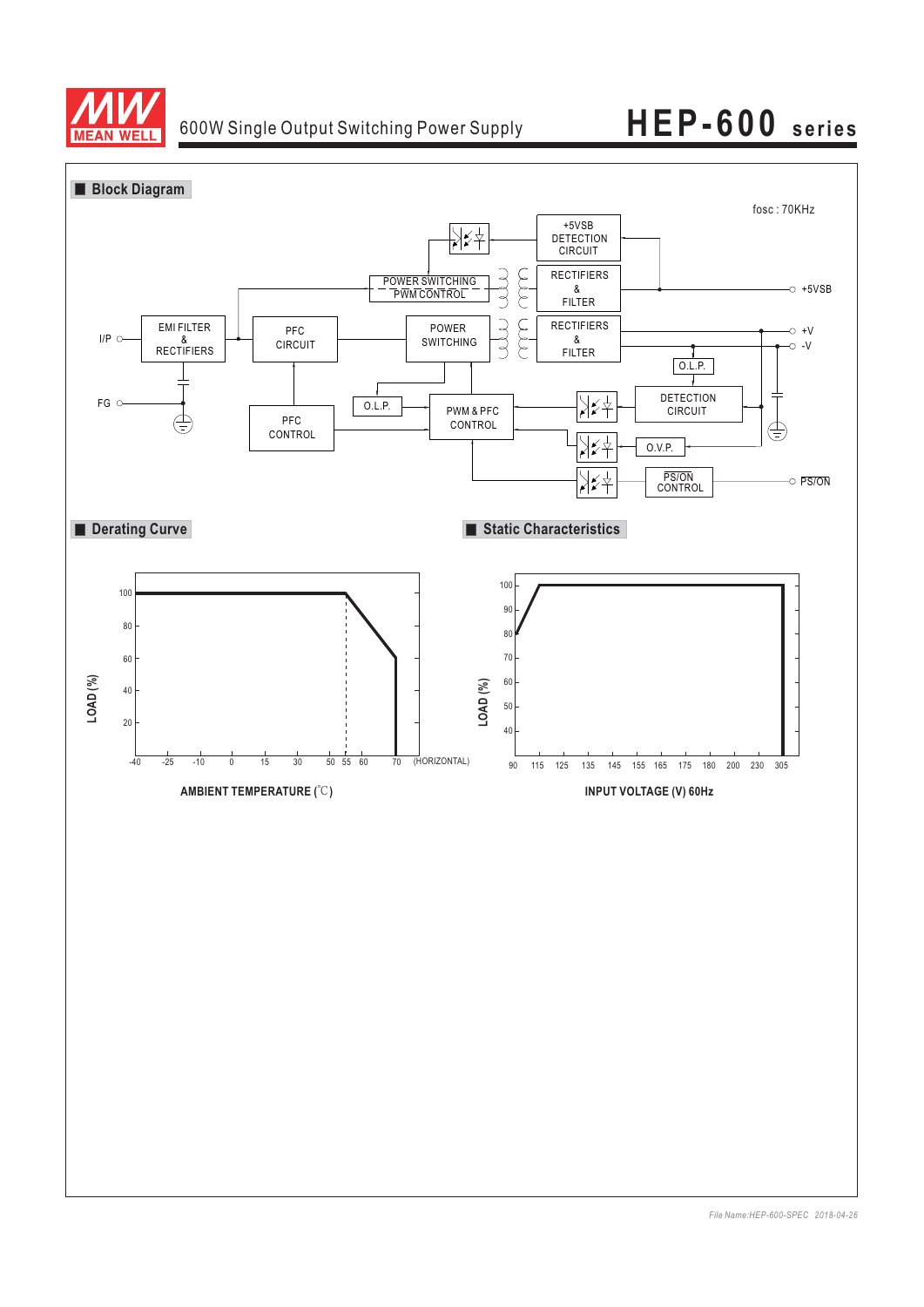## Block Diagram

fosc : 70KHz

I/P
FG

EMI FILTER & RECTIFIERS

PFC CIRCUIT

PFC CONTROL

POWER SWITCHING

POWER SWITCHING PWM CONTROL

+5VSB DETECTION CIRCUIT

RECTIFIERS & FILTER

RECTIFIERS & FILTER

O.L.P.

PWM & PFC CONTROL

O.L.P.

DETECTION CIRCUIT

O.V.P.

PS/ON CONTROL

+5VSB
+V
-V
PS/ON

## Derating Curve

LOAD (%)

AMBIENT TEMPERATURE (℃)

(HORIZONTAL)

## Static Characteristics

LOAD (%)

INPUT VOLTAGE (V) 60Hz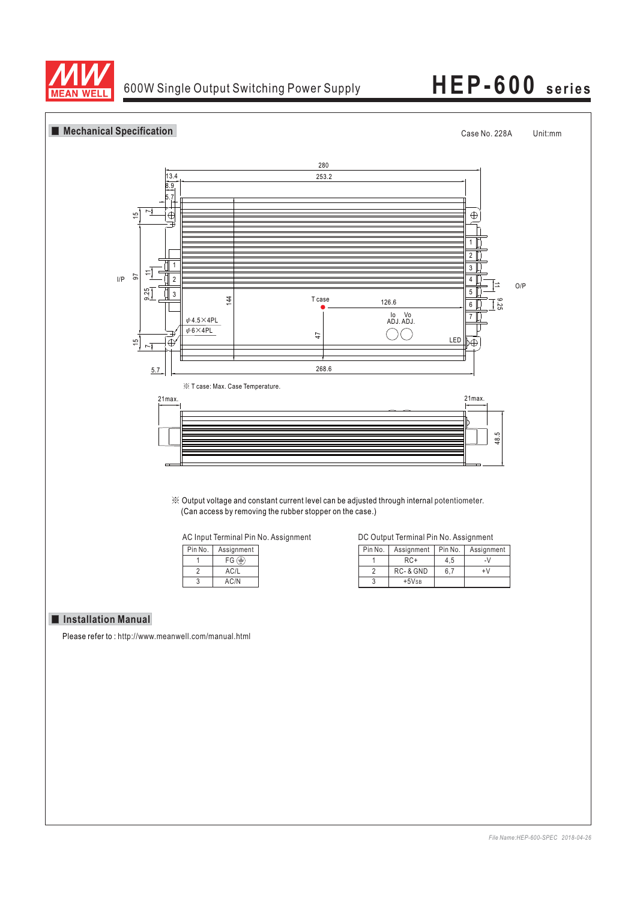## Mechanical Specification

Case No. 228A Unit:mm

280
253.2
13.4
8.9
5.7
15
7
11
97
9.25
I/P
1
2
3
144
T case
126.6
Io ADJ.
Vo ADJ.
47
LED
ϕ4.5×4PL
ϕ6×4PL
15
7
5.7
268.6
1
2
3
4
5
6
7
11
9.25
O/P

※ T case: Max. Case Temperature.

21max.
21max.
48.5

※ Output voltage and constant current level can be adjusted through internal potentiometer.
(Can access by removing the rubber stopper on the case.)

AC Input Terminal Pin No. Assignment

| Pin No. | Assignment |
|---|---|
| 1 | FG ⏚ |
| 2 | AC/L |
| 3 | AC/N |

DC Output Terminal Pin No. Assignment

| Pin No. | Assignment | Pin No. | Assignment |
|---|---|---|---|
| 1 | RC+ | 4,5 | -V |
| 2 | RC- & GND | 6,7 | +V |
| 3 | +5VSB | | |

## Installation Manual

Please refer to : http://www.meanwell.com/manual.html